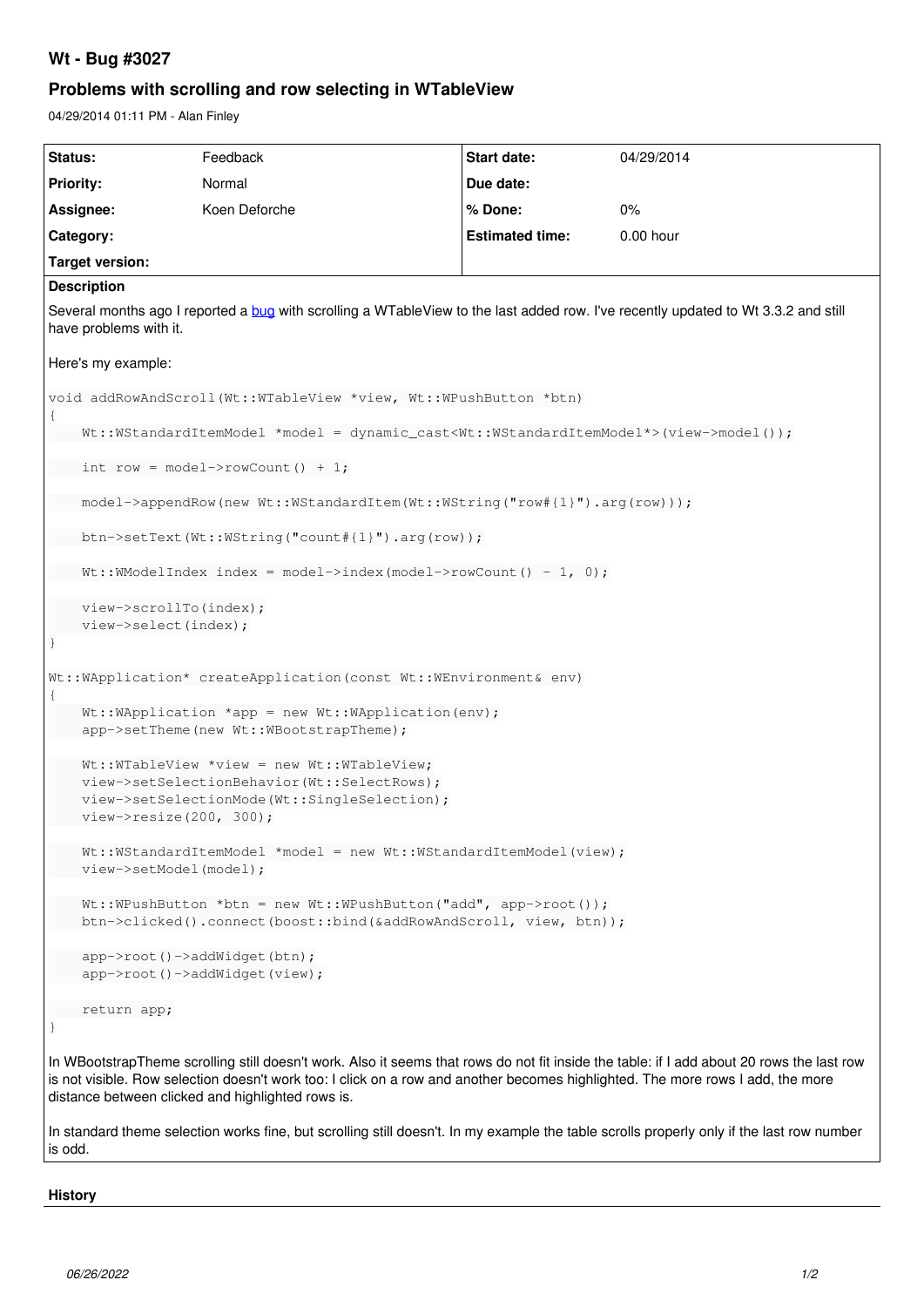# Wt - Bug #3027

## Problems with scrolling and row selecting in WTableView

04/29/2014 01:11 PM - Alan Finley

| Status: | Feedback | Start date: | 04/29/2014 |
| --- | --- | --- | --- |
| Priority: | Normal | Due date: | |
| Assignee: | Koen Deforche | % Done: | 0% |
| Category: | | Estimated time: | 0.00 hour |
| Target version: | | | |

**Description**

Several months ago I reported a bug with scrolling a WTableView to the last added row. I've recently updated to Wt 3.3.2 and still have problems with it.

Here's my example:

```
void addRowAndScroll(Wt::WTableView *view, Wt::WPushButton *btn)
{
    Wt::WStandardItemModel *model = dynamic_cast<Wt::WStandardItemModel*>(view->model());

    int row = model->rowCount() + 1;

    model->appendRow(new Wt::WStandardItem(Wt::WString("row#{1}").arg(row)));

    btn->setText(Wt::WString("count#{1}").arg(row));

    Wt::WModelIndex index = model->index(model->rowCount() - 1, 0);

    view->scrollTo(index);
    view->select(index);
}

Wt::WApplication* createApplication(const Wt::WEnvironment& env)
{
    Wt::WApplication *app = new Wt::WApplication(env);
    app->setTheme(new Wt::WBootstrapTheme);

    Wt::WTableView *view = new Wt::WTableView;
    view->setSelectionBehavior(Wt::SelectRows);
    view->setSelectionMode(Wt::SingleSelection);
    view->resize(200, 300);

    Wt::WStandardItemModel *model = new Wt::WStandardItemModel(view);
    view->setModel(model);

    Wt::WPushButton *btn = new Wt::WPushButton("add", app->root());
    btn->clicked().connect(boost::bind(&addRowAndScroll, view, btn));

    app->root()->addWidget(btn);
    app->root()->addWidget(view);

    return app;
}
```

In WBootstrapTheme scrolling still doesn't work. Also it seems that rows do not fit inside the table: if I add about 20 rows the last row is not visible. Row selection doesn't work too: I click on a row and another becomes highlighted. The more rows I add, the more distance between clicked and highlighted rows is.

In standard theme selection works fine, but scrolling still doesn't. In my example the table scrolls properly only if the last row number is odd.

**History**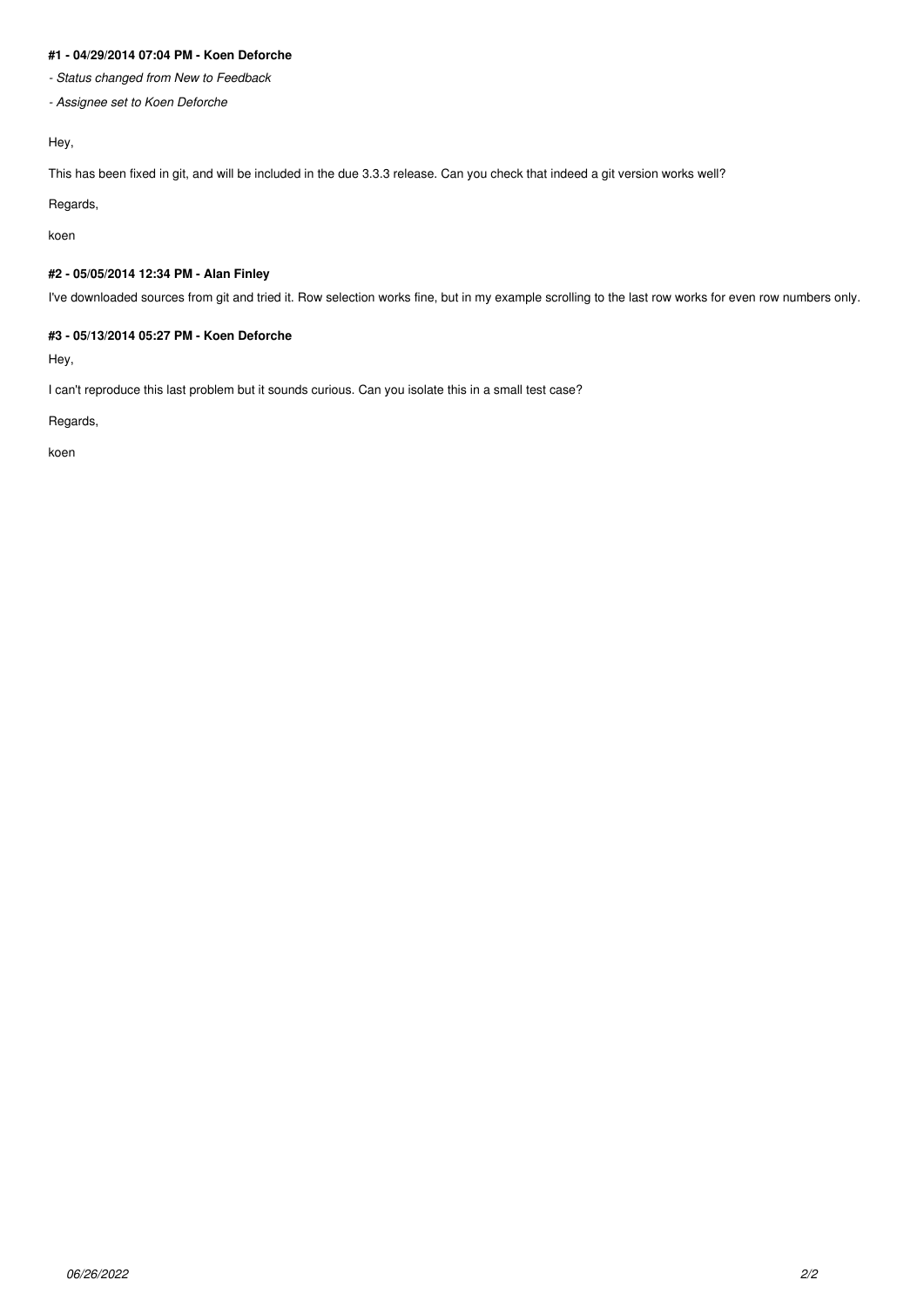#### #1 - 04/29/2014 07:04 PM - Koen Deforche

- *Status changed from New to Feedback*
- *Assignee set to Koen Deforche*

Hey,

This has been fixed in git, and will be included in the due 3.3.3 release. Can you check that indeed a git version works well?

Regards,

koen

#### #2 - 05/05/2014 12:34 PM - Alan Finley

I've downloaded sources from git and tried it. Row selection works fine, but in my example scrolling to the last row works for even row numbers only.

#### #3 - 05/13/2014 05:27 PM - Koen Deforche

Hey,

I can't reproduce this last problem but it sounds curious. Can you isolate this in a small test case?

Regards,

koen